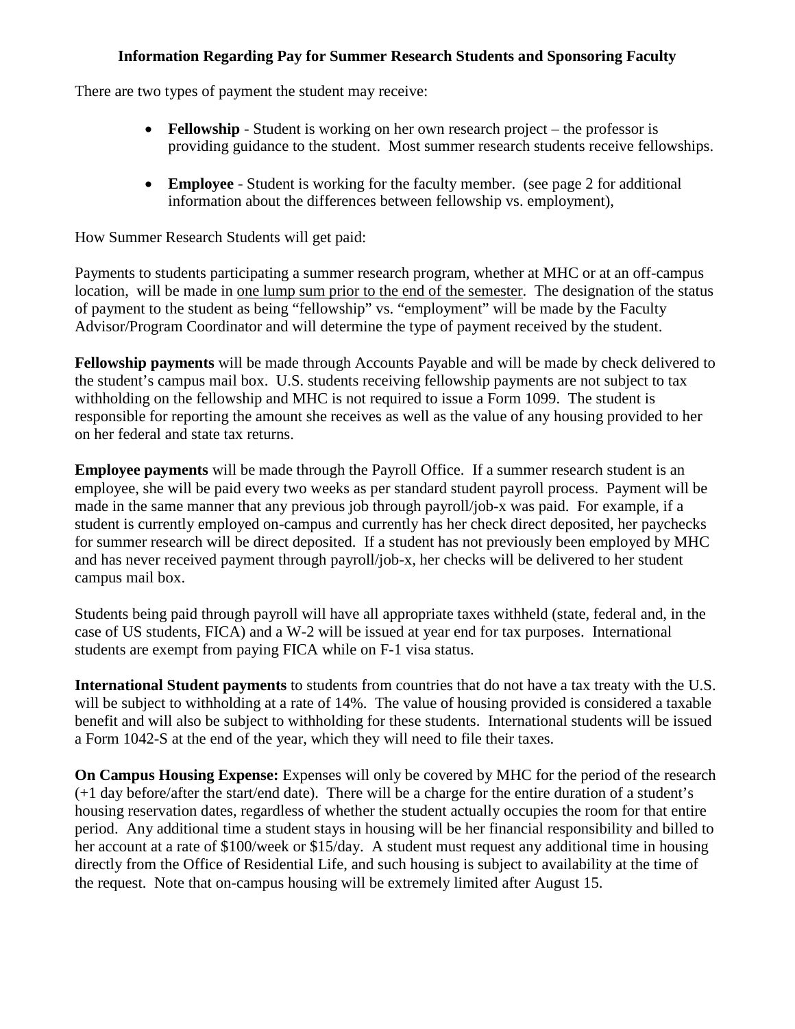## Information Regarding Pay for Summer Research Students and Sponsoring Faculty

There are two types of payment the student may receive:

- **Fellowship** - Student is working on her own research project – the professor is providing guidance to the student. Most summer research students receive fellowships.
- **Employee** - Student is working for the faculty member. (see page 2 for additional information about the differences between fellowship vs. employment),

How Summer Research Students will get paid:

Payments to students participating a summer research program, whether at MHC or at an off-campus location, will be made in <u>one lump sum prior to the end of the semester</u>. The designation of the status of payment to the student as being "fellowship" vs. "employment" will be made by the Faculty Advisor/Program Coordinator and will determine the type of payment received by the student.

**Fellowship payments** will be made through Accounts Payable and will be made by check delivered to the student's campus mail box. U.S. students receiving fellowship payments are not subject to tax withholding on the fellowship and MHC is not required to issue a Form 1099. The student is responsible for reporting the amount she receives as well as the value of any housing provided to her on her federal and state tax returns.

**Employee payments** will be made through the Payroll Office. If a summer research student is an employee, she will be paid every two weeks as per standard student payroll process. Payment will be made in the same manner that any previous job through payroll/job-x was paid. For example, if a student is currently employed on-campus and currently has her check direct deposited, her paychecks for summer research will be direct deposited. If a student has not previously been employed by MHC and has never received payment through payroll/job-x, her checks will be delivered to her student campus mail box.

Students being paid through payroll will have all appropriate taxes withheld (state, federal and, in the case of US students, FICA) and a W-2 will be issued at year end for tax purposes. International students are exempt from paying FICA while on F-1 visa status.

**International Student payments** to students from countries that do not have a tax treaty with the U.S. will be subject to withholding at a rate of 14%. The value of housing provided is considered a taxable benefit and will also be subject to withholding for these students. International students will be issued a Form 1042-S at the end of the year, which they will need to file their taxes.

**On Campus Housing Expense:** Expenses will only be covered by MHC for the period of the research (+1 day before/after the start/end date). There will be a charge for the entire duration of a student's housing reservation dates, regardless of whether the student actually occupies the room for that entire period. Any additional time a student stays in housing will be her financial responsibility and billed to her account at a rate of $100/week or $15/day. A student must request any additional time in housing directly from the Office of Residential Life, and such housing is subject to availability at the time of the request. Note that on-campus housing will be extremely limited after August 15.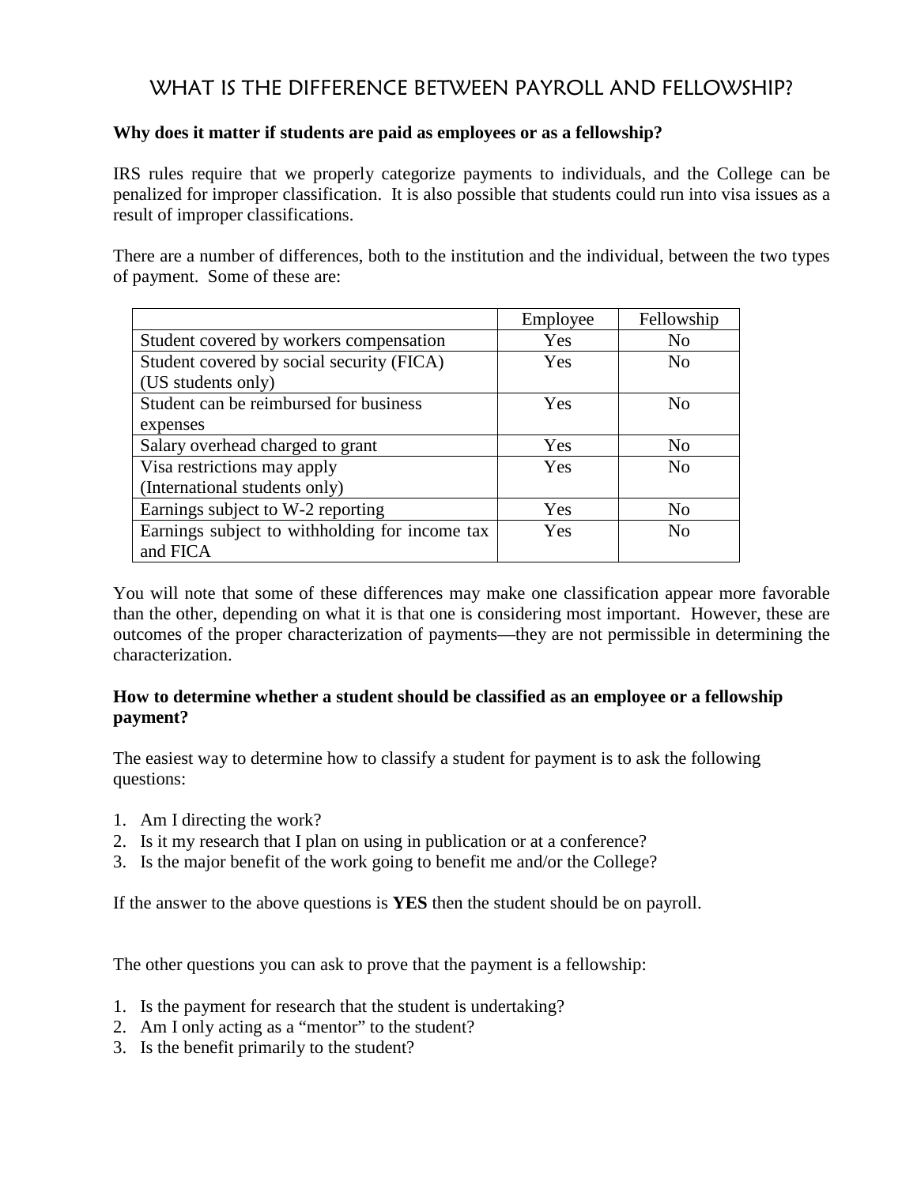# WHAT IS THE DIFFERENCE BETWEEN PAYROLL AND FELLOWSHIP?

**Why does it matter if students are paid as employees or as a fellowship?**

IRS rules require that we properly categorize payments to individuals, and the College can be penalized for improper classification. It is also possible that students could run into visa issues as a result of improper classifications.

There are a number of differences, both to the institution and the individual, between the two types of payment. Some of these are:

| | Employee | Fellowship |
|---|---|---|
| Student covered by workers compensation | Yes | No |
| Student covered by social security (FICA) (US students only) | Yes | No |
| Student can be reimbursed for business expenses | Yes | No |
| Salary overhead charged to grant | Yes | No |
| Visa restrictions may apply (International students only) | Yes | No |
| Earnings subject to W-2 reporting | Yes | No |
| Earnings subject to withholding for income tax and FICA | Yes | No |

You will note that some of these differences may make one classification appear more favorable than the other, depending on what it is that one is considering most important. However, these are outcomes of the proper characterization of payments—they are not permissible in determining the characterization.

**How to determine whether a student should be classified as an employee or a fellowship payment?**

The easiest way to determine how to classify a student for payment is to ask the following questions:

1. Am I directing the work?
2. Is it my research that I plan on using in publication or at a conference?
3. Is the major benefit of the work going to benefit me and/or the College?

If the answer to the above questions is **YES** then the student should be on payroll.

The other questions you can ask to prove that the payment is a fellowship:

1. Is the payment for research that the student is undertaking?
2. Am I only acting as a "mentor" to the student?
3. Is the benefit primarily to the student?